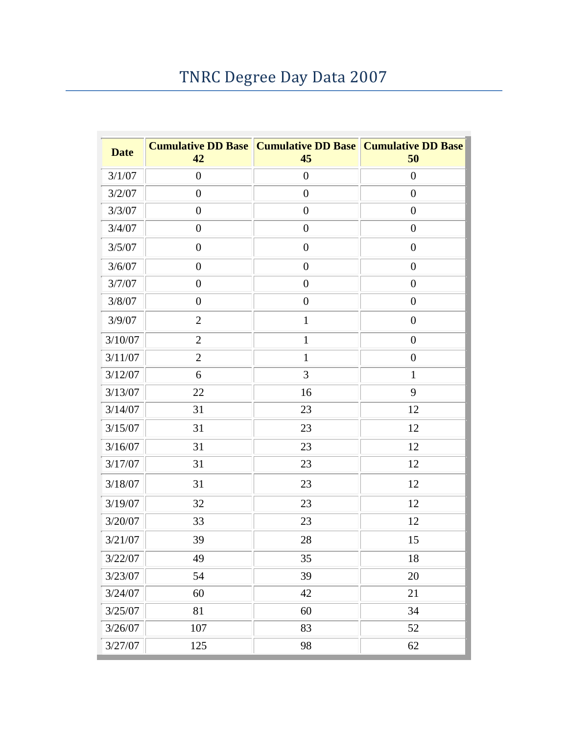# TNRC Degree Day Data 2007

| Date | Cumulative DD Base 42 | Cumulative DD Base 45 | Cumulative DD Base 50 |
|---|---|---|---|
| 3/1/07 | 0 | 0 | 0 |
| 3/2/07 | 0 | 0 | 0 |
| 3/3/07 | 0 | 0 | 0 |
| 3/4/07 | 0 | 0 | 0 |
| 3/5/07 | 0 | 0 | 0 |
| 3/6/07 | 0 | 0 | 0 |
| 3/7/07 | 0 | 0 | 0 |
| 3/8/07 | 0 | 0 | 0 |
| 3/9/07 | 2 | 1 | 0 |
| 3/10/07 | 2 | 1 | 0 |
| 3/11/07 | 2 | 1 | 0 |
| 3/12/07 | 6 | 3 | 1 |
| 3/13/07 | 22 | 16 | 9 |
| 3/14/07 | 31 | 23 | 12 |
| 3/15/07 | 31 | 23 | 12 |
| 3/16/07 | 31 | 23 | 12 |
| 3/17/07 | 31 | 23 | 12 |
| 3/18/07 | 31 | 23 | 12 |
| 3/19/07 | 32 | 23 | 12 |
| 3/20/07 | 33 | 23 | 12 |
| 3/21/07 | 39 | 28 | 15 |
| 3/22/07 | 49 | 35 | 18 |
| 3/23/07 | 54 | 39 | 20 |
| 3/24/07 | 60 | 42 | 21 |
| 3/25/07 | 81 | 60 | 34 |
| 3/26/07 | 107 | 83 | 52 |
| 3/27/07 | 125 | 98 | 62 |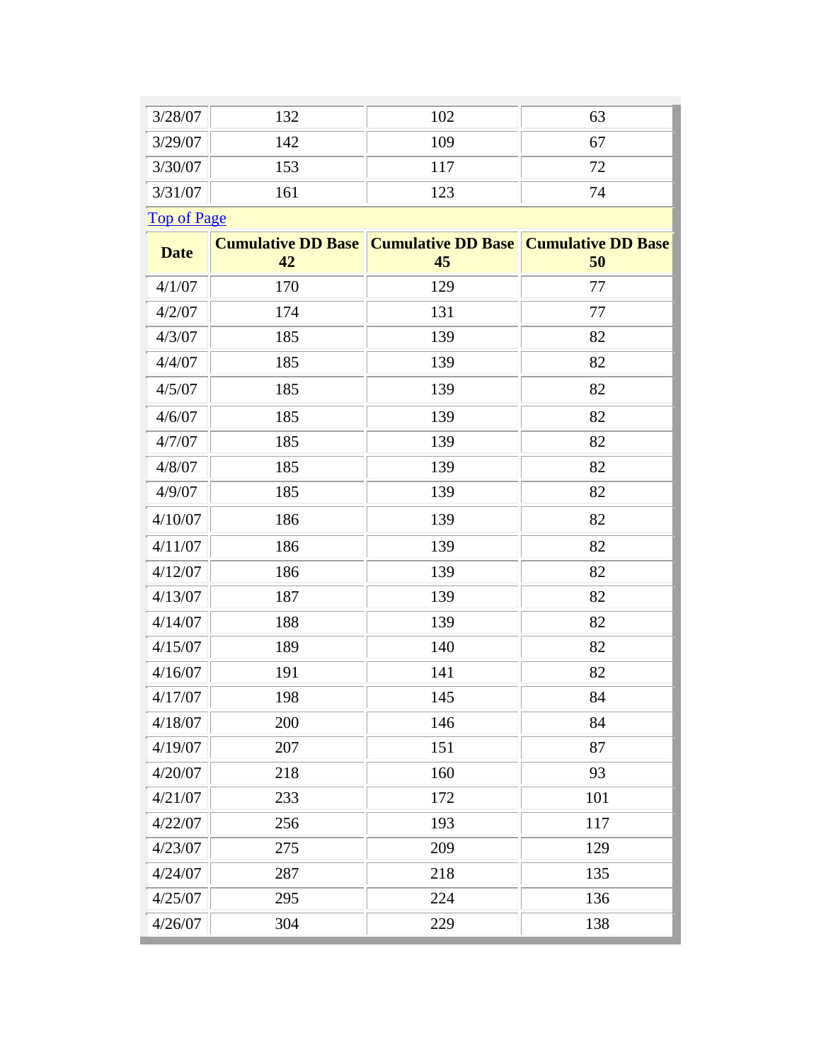| 3/28/07 | 132 | 102 | 63 |
|---|---|---|---|
| 3/29/07 | 142 | 109 | 67 |
| 3/30/07 | 153 | 117 | 72 |
| 3/31/07 | 161 | 123 | 74 |

Top of Page

| Date | Cumulative DD Base 42 | Cumulative DD Base 45 | Cumulative DD Base 50 |
|---|---|---|---|
| 4/1/07 | 170 | 129 | 77 |
| 4/2/07 | 174 | 131 | 77 |
| 4/3/07 | 185 | 139 | 82 |
| 4/4/07 | 185 | 139 | 82 |
| 4/5/07 | 185 | 139 | 82 |
| 4/6/07 | 185 | 139 | 82 |
| 4/7/07 | 185 | 139 | 82 |
| 4/8/07 | 185 | 139 | 82 |
| 4/9/07 | 185 | 139 | 82 |
| 4/10/07 | 186 | 139 | 82 |
| 4/11/07 | 186 | 139 | 82 |
| 4/12/07 | 186 | 139 | 82 |
| 4/13/07 | 187 | 139 | 82 |
| 4/14/07 | 188 | 139 | 82 |
| 4/15/07 | 189 | 140 | 82 |
| 4/16/07 | 191 | 141 | 82 |
| 4/17/07 | 198 | 145 | 84 |
| 4/18/07 | 200 | 146 | 84 |
| 4/19/07 | 207 | 151 | 87 |
| 4/20/07 | 218 | 160 | 93 |
| 4/21/07 | 233 | 172 | 101 |
| 4/22/07 | 256 | 193 | 117 |
| 4/23/07 | 275 | 209 | 129 |
| 4/24/07 | 287 | 218 | 135 |
| 4/25/07 | 295 | 224 | 136 |
| 4/26/07 | 304 | 229 | 138 |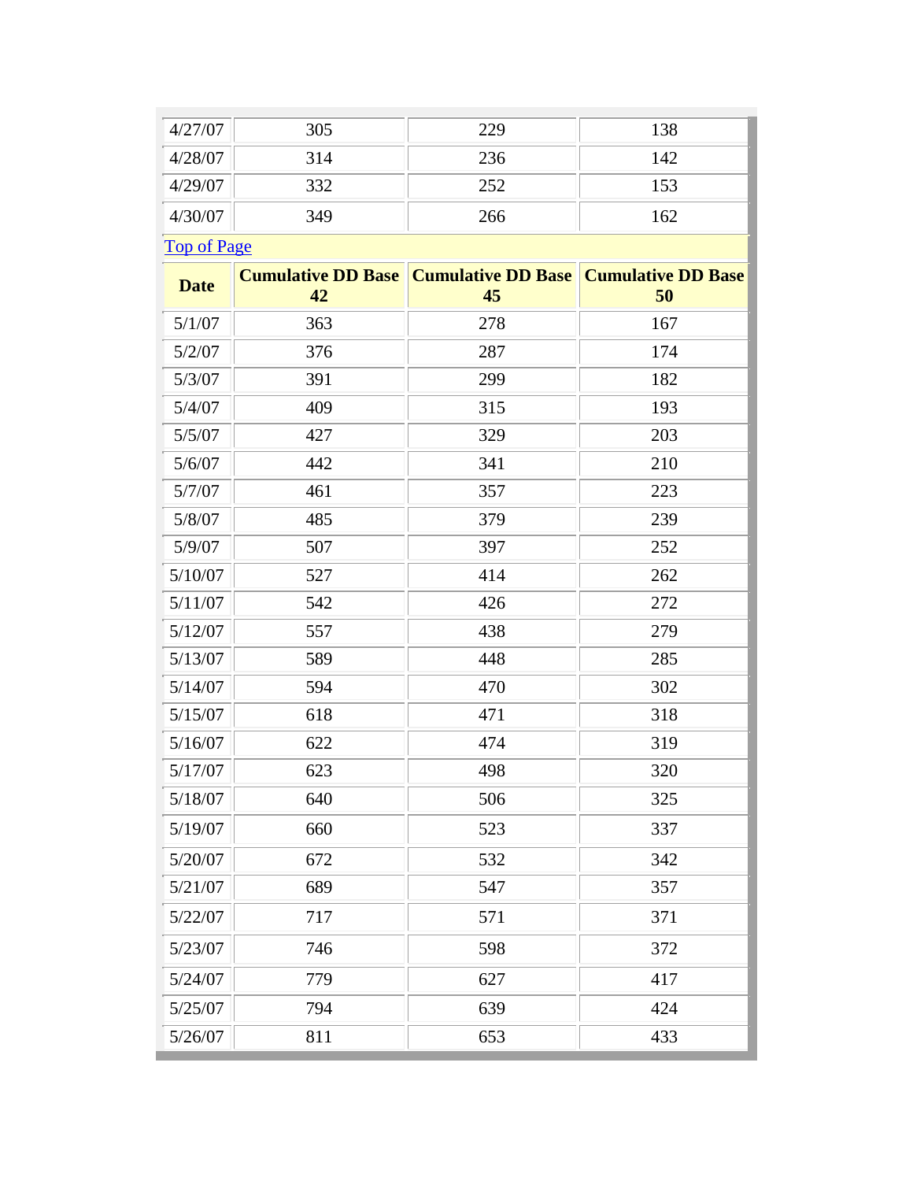| 4/27/07 | 305 | 229 | 138 |
|---|---|---|---|
| 4/28/07 | 314 | 236 | 142 |
| 4/29/07 | 332 | 252 | 153 |
| 4/30/07 | 349 | 266 | 162 |

[Top of Page]

| Date | Cumulative DD Base 42 | Cumulative DD Base 45 | Cumulative DD Base 50 |
|---|---|---|---|
| 5/1/07 | 363 | 278 | 167 |
| 5/2/07 | 376 | 287 | 174 |
| 5/3/07 | 391 | 299 | 182 |
| 5/4/07 | 409 | 315 | 193 |
| 5/5/07 | 427 | 329 | 203 |
| 5/6/07 | 442 | 341 | 210 |
| 5/7/07 | 461 | 357 | 223 |
| 5/8/07 | 485 | 379 | 239 |
| 5/9/07 | 507 | 397 | 252 |
| 5/10/07 | 527 | 414 | 262 |
| 5/11/07 | 542 | 426 | 272 |
| 5/12/07 | 557 | 438 | 279 |
| 5/13/07 | 589 | 448 | 285 |
| 5/14/07 | 594 | 470 | 302 |
| 5/15/07 | 618 | 471 | 318 |
| 5/16/07 | 622 | 474 | 319 |
| 5/17/07 | 623 | 498 | 320 |
| 5/18/07 | 640 | 506 | 325 |
| 5/19/07 | 660 | 523 | 337 |
| 5/20/07 | 672 | 532 | 342 |
| 5/21/07 | 689 | 547 | 357 |
| 5/22/07 | 717 | 571 | 371 |
| 5/23/07 | 746 | 598 | 372 |
| 5/24/07 | 779 | 627 | 417 |
| 5/25/07 | 794 | 639 | 424 |
| 5/26/07 | 811 | 653 | 433 |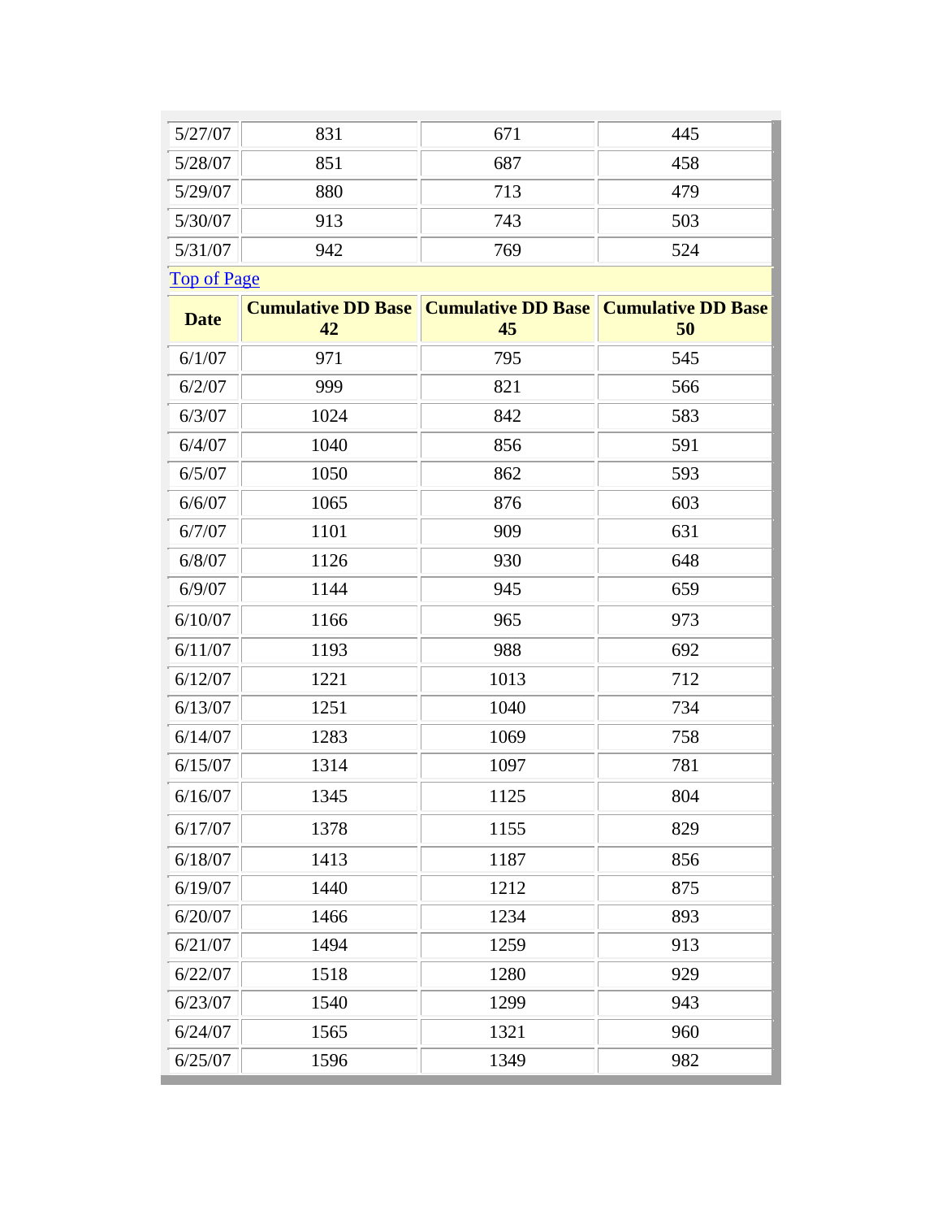| 5/27/07 | 831 | 671 | 445 |
|---|---|---|---|
| 5/28/07 | 851 | 687 | 458 |
| 5/29/07 | 880 | 713 | 479 |
| 5/30/07 | 913 | 743 | 503 |
| 5/31/07 | 942 | 769 | 524 |

Top of Page

| Date | Cumulative DD Base 42 | Cumulative DD Base 45 | Cumulative DD Base 50 |
|---|---|---|---|
| 6/1/07 | 971 | 795 | 545 |
| 6/2/07 | 999 | 821 | 566 |
| 6/3/07 | 1024 | 842 | 583 |
| 6/4/07 | 1040 | 856 | 591 |
| 6/5/07 | 1050 | 862 | 593 |
| 6/6/07 | 1065 | 876 | 603 |
| 6/7/07 | 1101 | 909 | 631 |
| 6/8/07 | 1126 | 930 | 648 |
| 6/9/07 | 1144 | 945 | 659 |
| 6/10/07 | 1166 | 965 | 973 |
| 6/11/07 | 1193 | 988 | 692 |
| 6/12/07 | 1221 | 1013 | 712 |
| 6/13/07 | 1251 | 1040 | 734 |
| 6/14/07 | 1283 | 1069 | 758 |
| 6/15/07 | 1314 | 1097 | 781 |
| 6/16/07 | 1345 | 1125 | 804 |
| 6/17/07 | 1378 | 1155 | 829 |
| 6/18/07 | 1413 | 1187 | 856 |
| 6/19/07 | 1440 | 1212 | 875 |
| 6/20/07 | 1466 | 1234 | 893 |
| 6/21/07 | 1494 | 1259 | 913 |
| 6/22/07 | 1518 | 1280 | 929 |
| 6/23/07 | 1540 | 1299 | 943 |
| 6/24/07 | 1565 | 1321 | 960 |
| 6/25/07 | 1596 | 1349 | 982 |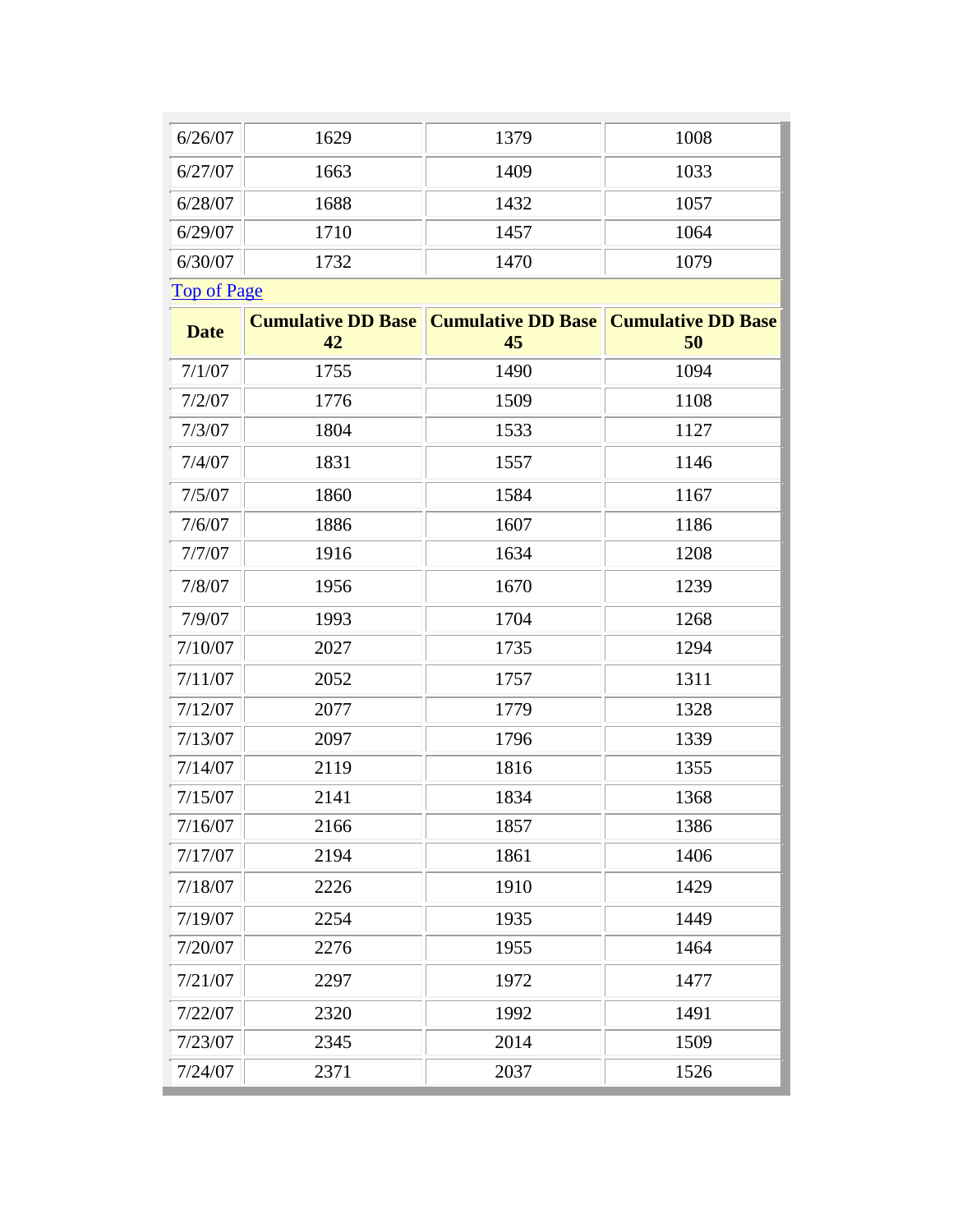| Date | Cumulative DD Base 42 | Cumulative DD Base 45 | Cumulative DD Base 50 |
|---|---|---|---|
| 6/26/07 | 1629 | 1379 | 1008 |
| 6/27/07 | 1663 | 1409 | 1033 |
| 6/28/07 | 1688 | 1432 | 1057 |
| 6/29/07 | 1710 | 1457 | 1064 |
| 6/30/07 | 1732 | 1470 | 1079 |

[Top of Page]

| Date | Cumulative DD Base 42 | Cumulative DD Base 45 | Cumulative DD Base 50 |
|---|---|---|---|
| 7/1/07 | 1755 | 1490 | 1094 |
| 7/2/07 | 1776 | 1509 | 1108 |
| 7/3/07 | 1804 | 1533 | 1127 |
| 7/4/07 | 1831 | 1557 | 1146 |
| 7/5/07 | 1860 | 1584 | 1167 |
| 7/6/07 | 1886 | 1607 | 1186 |
| 7/7/07 | 1916 | 1634 | 1208 |
| 7/8/07 | 1956 | 1670 | 1239 |
| 7/9/07 | 1993 | 1704 | 1268 |
| 7/10/07 | 2027 | 1735 | 1294 |
| 7/11/07 | 2052 | 1757 | 1311 |
| 7/12/07 | 2077 | 1779 | 1328 |
| 7/13/07 | 2097 | 1796 | 1339 |
| 7/14/07 | 2119 | 1816 | 1355 |
| 7/15/07 | 2141 | 1834 | 1368 |
| 7/16/07 | 2166 | 1857 | 1386 |
| 7/17/07 | 2194 | 1861 | 1406 |
| 7/18/07 | 2226 | 1910 | 1429 |
| 7/19/07 | 2254 | 1935 | 1449 |
| 7/20/07 | 2276 | 1955 | 1464 |
| 7/21/07 | 2297 | 1972 | 1477 |
| 7/22/07 | 2320 | 1992 | 1491 |
| 7/23/07 | 2345 | 2014 | 1509 |
| 7/24/07 | 2371 | 2037 | 1526 |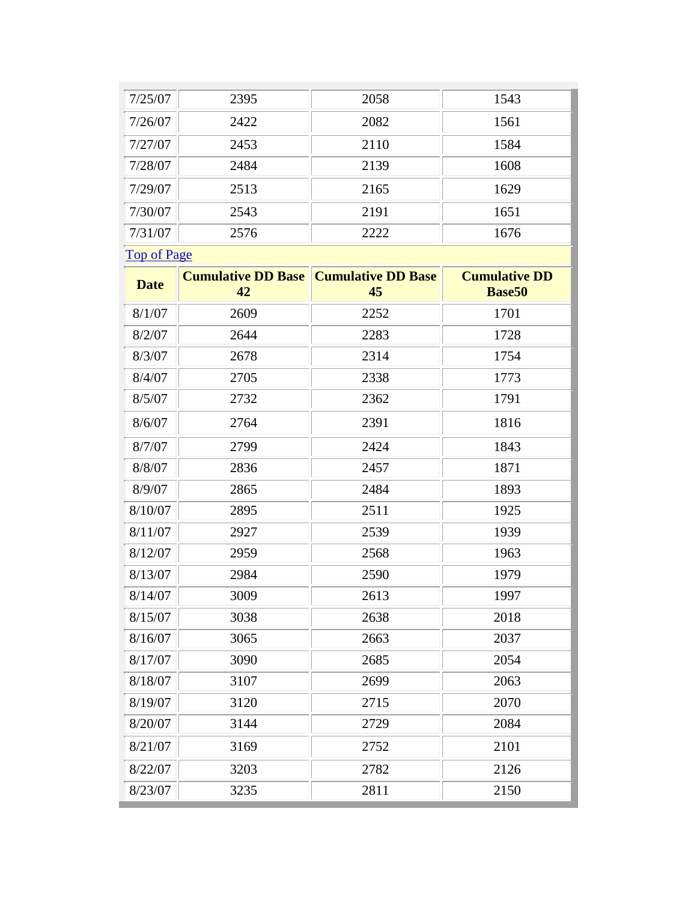| 7/25/07 | 2395 | 2058 | 1543 |
|---|---|---|---|
| 7/26/07 | 2422 | 2082 | 1561 |
| 7/27/07 | 2453 | 2110 | 1584 |
| 7/28/07 | 2484 | 2139 | 1608 |
| 7/29/07 | 2513 | 2165 | 1629 |
| 7/30/07 | 2543 | 2191 | 1651 |
| 7/31/07 | 2576 | 2222 | 1676 |

Top of Page

| Date | Cumulative DD Base 42 | Cumulative DD Base 45 | Cumulative DD Base50 |
|---|---|---|---|
| 8/1/07 | 2609 | 2252 | 1701 |
| 8/2/07 | 2644 | 2283 | 1728 |
| 8/3/07 | 2678 | 2314 | 1754 |
| 8/4/07 | 2705 | 2338 | 1773 |
| 8/5/07 | 2732 | 2362 | 1791 |
| 8/6/07 | 2764 | 2391 | 1816 |
| 8/7/07 | 2799 | 2424 | 1843 |
| 8/8/07 | 2836 | 2457 | 1871 |
| 8/9/07 | 2865 | 2484 | 1893 |
| 8/10/07 | 2895 | 2511 | 1925 |
| 8/11/07 | 2927 | 2539 | 1939 |
| 8/12/07 | 2959 | 2568 | 1963 |
| 8/13/07 | 2984 | 2590 | 1979 |
| 8/14/07 | 3009 | 2613 | 1997 |
| 8/15/07 | 3038 | 2638 | 2018 |
| 8/16/07 | 3065 | 2663 | 2037 |
| 8/17/07 | 3090 | 2685 | 2054 |
| 8/18/07 | 3107 | 2699 | 2063 |
| 8/19/07 | 3120 | 2715 | 2070 |
| 8/20/07 | 3144 | 2729 | 2084 |
| 8/21/07 | 3169 | 2752 | 2101 |
| 8/22/07 | 3203 | 2782 | 2126 |
| 8/23/07 | 3235 | 2811 | 2150 |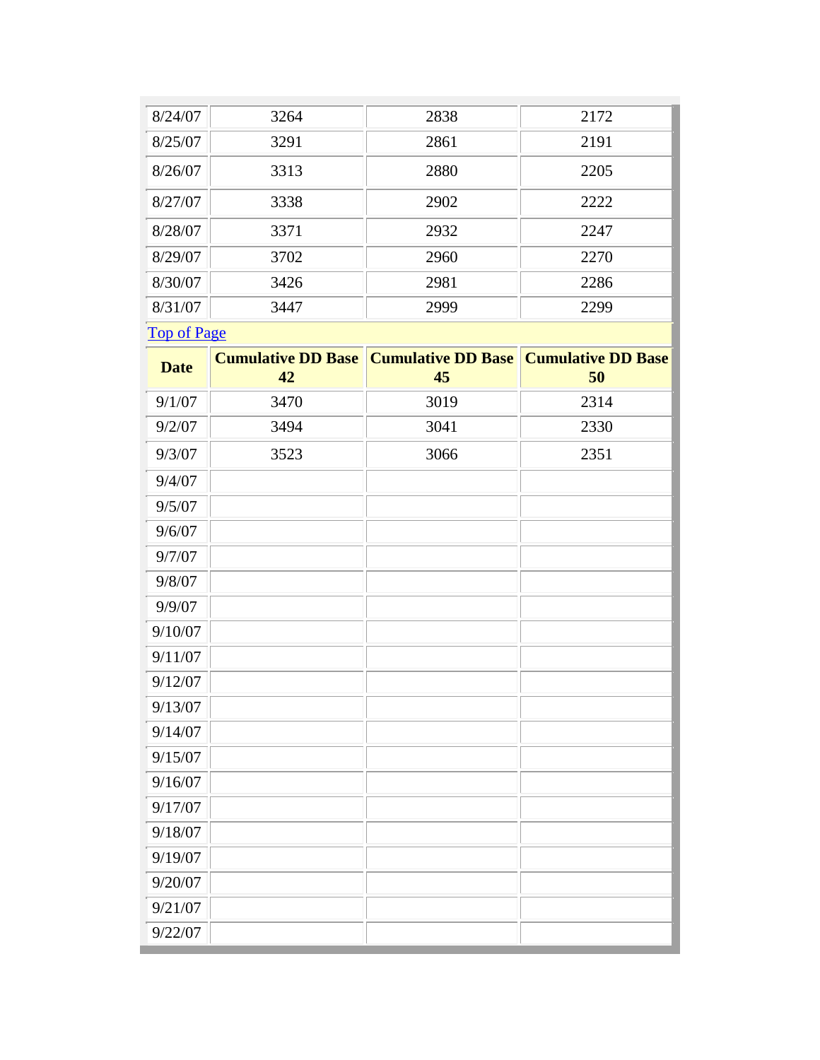| | | | |
|---|---|---|---|
| 8/24/07 | 3264 | 2838 | 2172 |
| 8/25/07 | 3291 | 2861 | 2191 |
| 8/26/07 | 3313 | 2880 | 2205 |
| 8/27/07 | 3338 | 2902 | 2222 |
| 8/28/07 | 3371 | 2932 | 2247 |
| 8/29/07 | 3702 | 2960 | 2270 |
| 8/30/07 | 3426 | 2981 | 2286 |
| 8/31/07 | 3447 | 2999 | 2299 |

[Top of Page]

| Date | Cumulative DD Base 42 | Cumulative DD Base 45 | Cumulative DD Base 50 |
|---|---|---|---|
| 9/1/07 | 3470 | 3019 | 2314 |
| 9/2/07 | 3494 | 3041 | 2330 |
| 9/3/07 | 3523 | 3066 | 2351 |
| 9/4/07 | | | |
| 9/5/07 | | | |
| 9/6/07 | | | |
| 9/7/07 | | | |
| 9/8/07 | | | |
| 9/9/07 | | | |
| 9/10/07 | | | |
| 9/11/07 | | | |
| 9/12/07 | | | |
| 9/13/07 | | | |
| 9/14/07 | | | |
| 9/15/07 | | | |
| 9/16/07 | | | |
| 9/17/07 | | | |
| 9/18/07 | | | |
| 9/19/07 | | | |
| 9/20/07 | | | |
| 9/21/07 | | | |
| 9/22/07 | | | |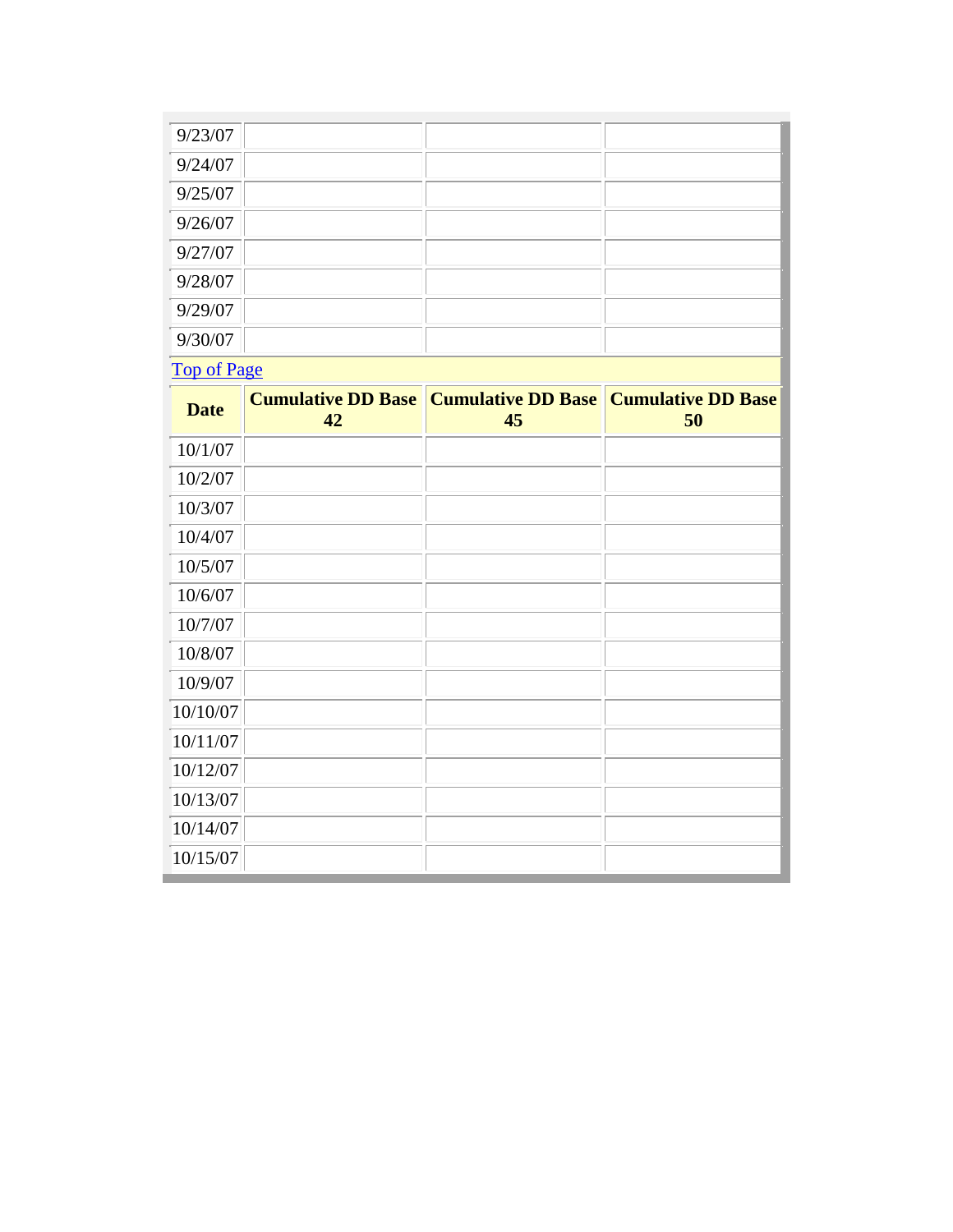| | | | |
|---|---|---|---|
| 9/23/07 | | | |
| 9/24/07 | | | |
| 9/25/07 | | | |
| 9/26/07 | | | |
| 9/27/07 | | | |
| 9/28/07 | | | |
| 9/29/07 | | | |
| 9/30/07 | | | |

Top of Page

| Date | Cumulative DD Base 42 | Cumulative DD Base 45 | Cumulative DD Base 50 |
|---|---|---|---|
| 10/1/07 | | | |
| 10/2/07 | | | |
| 10/3/07 | | | |
| 10/4/07 | | | |
| 10/5/07 | | | |
| 10/6/07 | | | |
| 10/7/07 | | | |
| 10/8/07 | | | |
| 10/9/07 | | | |
| 10/10/07 | | | |
| 10/11/07 | | | |
| 10/12/07 | | | |
| 10/13/07 | | | |
| 10/14/07 | | | |
| 10/15/07 | | | |